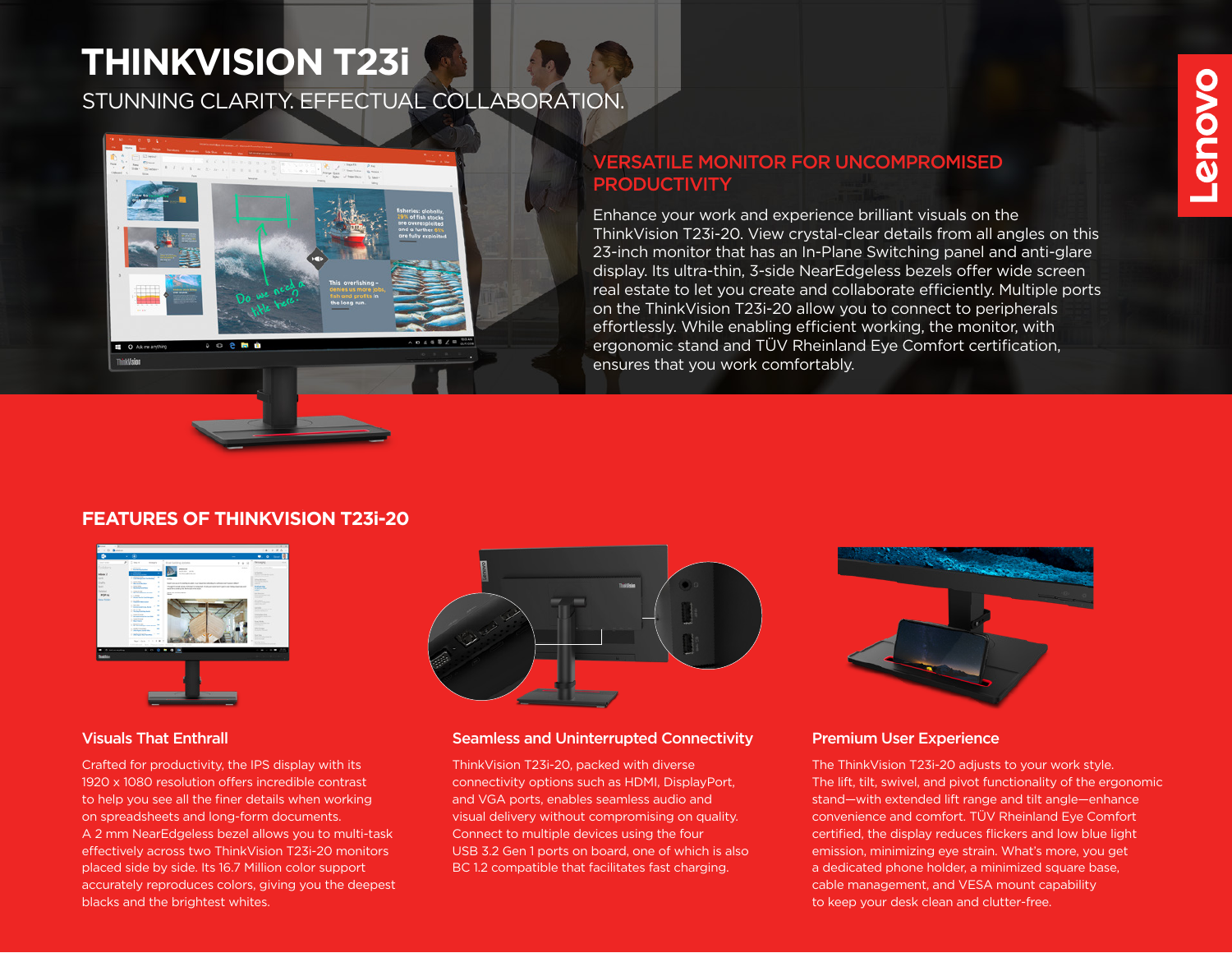# THINKVISION T23i

STUNNING CLARITY. EFFECTUAL COLLABORATION.

## VERSATILE MONITOR FOR UNCOMPROMISED PRODUCTIVITY

Enhance your work and experience brilliant visuals on the ThinkVision T23i-20. View crystal-clear details from all angles on this 23-inch monitor that has an In-Plane Switching panel and anti-glare display. Its ultra-thin, 3-side NearEdgeless bezels offer wide screen real estate to let you create and collaborate efficiently. Multiple ports on the ThinkVision T23i-20 allow you to connect to peripherals effortlessly. While enabling efficient working, the monitor, with ergonomic stand and TÜV Rheinland Eye Comfort certification, ensures that you work comfortably.

## FEATURES OF THINKVISION T23i-20

### Visuals That Enthrall

Crafted for productivity, the IPS display with its 1920 x 1080 resolution offers incredible contrast to help you see all the finer details when working on spreadsheets and long-form documents. A 2 mm NearEdgeless bezel allows you to multi-task effectively across two ThinkVision T23i-20 monitors placed side by side. Its 16.7 Million color support accurately reproduces colors, giving you the deepest blacks and the brightest whites.

### Seamless and Uninterrupted Connectivity

ThinkVision T23i-20, packed with diverse connectivity options such as HDMI, DisplayPort, and VGA ports, enables seamless audio and visual delivery without compromising on quality. Connect to multiple devices using the four USB 3.2 Gen 1 ports on board, one of which is also BC 1.2 compatible that facilitates fast charging.

### Premium User Experience

The ThinkVision T23i-20 adjusts to your work style. The lift, tilt, swivel, and pivot functionality of the ergonomic stand—with extended lift range and tilt angle—enhance convenience and comfort. TÜV Rheinland Eye Comfort certified, the display reduces flickers and low blue light emission, minimizing eye strain. What's more, you get a dedicated phone holder, a minimized square base, cable management, and VESA mount capability to keep your desk clean and clutter-free.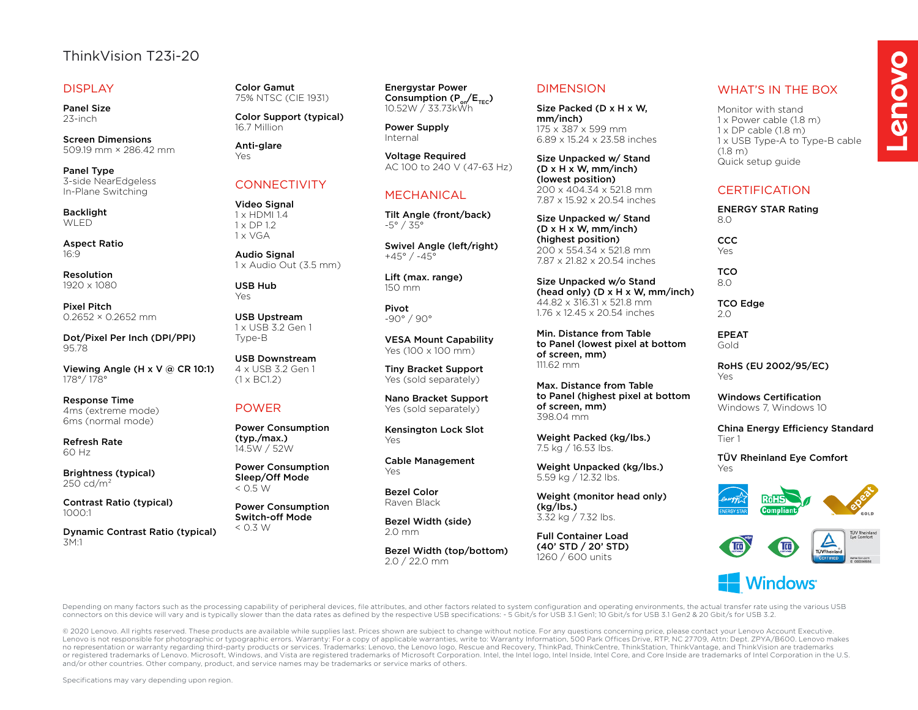# ThinkVision T23i-20

## DISPLAY

**Panel Size**
23-inch

**Screen Dimensions**
509.19 mm × 286.42 mm

**Panel Type**
3-side NearEdgeless
In-Plane Switching

**Backlight**
WLED

**Aspect Ratio**
16:9

**Resolution**
1920 x 1080

**Pixel Pitch**
0.2652 × 0.2652 mm

**Dot/Pixel Per Inch (DPI/PPI)**
95.78

**Viewing Angle (H x V @ CR 10:1)**
178°/ 178°

**Response Time**
4ms (extreme mode)
6ms (normal mode)

**Refresh Rate**
60 Hz

**Brightness (typical)**
250 cd/m$^2$

**Contrast Ratio (typical)**
1000:1

**Dynamic Contrast Ratio (typical)**
3M:1

**Color Gamut**
75% NTSC (CIE 1931)

**Color Support (typical)**
16.7 Million

**Anti-glare**
Yes

## CONNECTIVITY

**Video Signal**
1 x HDMI 1.4
1 x DP 1.2
1 x VGA

**Audio Signal**
1 x Audio Out (3.5 mm)

**USB Hub**
Yes

**USB Upstream**
1 x USB 3.2 Gen 1
Type-B

**USB Downstream**
4 x USB 3.2 Gen 1
(1 x BC1.2)

## POWER

**Power Consumption (typ./max.)**
14.5W / 52W

**Power Consumption Sleep/Off Mode**
< 0.5 W

**Power Consumption Switch-off Mode**
< 0.3 W

**Energystar Power Consumption ($P_{on}$/$E_{TEC}$)**
10.52W / 33.73kWh

**Power Supply**
Internal

**Voltage Required**
AC 100 to 240 V (47-63 Hz)

## MECHANICAL

**Tilt Angle (front/back)**
-5° / 35°

**Swivel Angle (left/right)**
+45° / -45°

**Lift (max. range)**
150 mm

**Pivot**
-90° / 90°

**VESA Mount Capability**
Yes (100 x 100 mm)

**Tiny Bracket Support**
Yes (sold separately)

**Nano Bracket Support**
Yes (sold separately)

**Kensington Lock Slot**
Yes

**Cable Management**
Yes

**Bezel Color**
Raven Black

**Bezel Width (side)**
2.0 mm

**Bezel Width (top/bottom)**
2.0 / 22.0 mm

## DIMENSION

**Size Packed (D x H x W, mm/inch)**
175 x 387 x 599 mm
6.89 x 15.24 x 23.58 inches

**Size Unpacked w/ Stand (D x H x W, mm/inch) (lowest position)**
200 x 404.34 x 521.8 mm
7.87 x 15.92 x 20.54 inches

**Size Unpacked w/ Stand (D x H x W, mm/inch) (highest position)**
200 x 554.34 x 521.8 mm
7.87 x 21.82 x 20.54 inches

**Size Unpacked w/o Stand (head only) (D x H x W, mm/inch)**
44.82 x 316.31 x 521.8 mm
1.76 x 12.45 x 20.54 inches

**Min. Distance from Table to Panel (lowest pixel at bottom of screen, mm)**
111.62 mm

**Max. Distance from Table to Panel (highest pixel at bottom of screen, mm)**
398.04 mm

**Weight Packed (kg/lbs.)**
7.5 kg / 16.53 lbs.

**Weight Unpacked (kg/lbs.)**
5.59 kg / 12.32 lbs.

**Weight (monitor head only) (kg/lbs.)**
3.32 kg / 7.32 lbs.

**Full Container Load (40' STD / 20' STD)**
1260 / 600 units

## WHAT'S IN THE BOX

Monitor with stand
1 x Power cable (1.8 m)
1 x DP cable (1.8 m)
1 x USB Type-A to Type-B cable (1.8 m)
Quick setup guide

## CERTIFICATION

**ENERGY STAR Rating**
8.0

**CCC**
Yes

**TCO**
8.0

**TCO Edge**
2.0

**EPEAT**
Gold

**RoHS (EU 2002/95/EC)**
Yes

**Windows Certification**
Windows 7, Windows 10

**China Energy Efficiency Standard**
Tier 1

**TÜV Rheinland Eye Comfort**
Yes

Depending on many factors such as the processing capability of peripheral devices, file attributes, and other factors related to system configuration and operating environments, the actual transfer rate using the various USB connectors on this device will vary and is typically slower than the data rates as defined by the respective USB specifications: - 5 Gbit/s for USB 3.1 Gen1; 10 Gbit/s for USB 3.1 Gen2 & 20 Gbit/s for USB 3.2.

© 2020 Lenovo. All rights reserved. These products are available while supplies last. Prices shown are subject to change without notice. For any questions concerning price, please contact your Lenovo Account Executive. Lenovo is not responsible for photographic or typographic errors. Warranty: For a copy of applicable warranties, write to: Warranty Information, 500 Park Offices Drive, RTP, NC 27709, Attn: Dept. ZPYA/B600. Lenovo makes no representation or warranty regarding third-party products or services. Trademarks: Lenovo, the Lenovo logo, Rescue and Recovery, ThinkPad, ThinkCentre, ThinkStation, ThinkVantage, and ThinkVision are trademarks or registered trademarks of Lenovo. Microsoft, Windows, and Vista are registered trademarks of Microsoft Corporation. Intel, the Intel logo, Intel Inside, Intel Core, and Core Inside are trademarks of Intel Corporation in the U.S. and/or other countries. Other company, product, and service names may be trademarks or service marks of others.

Specifications may vary depending upon region.